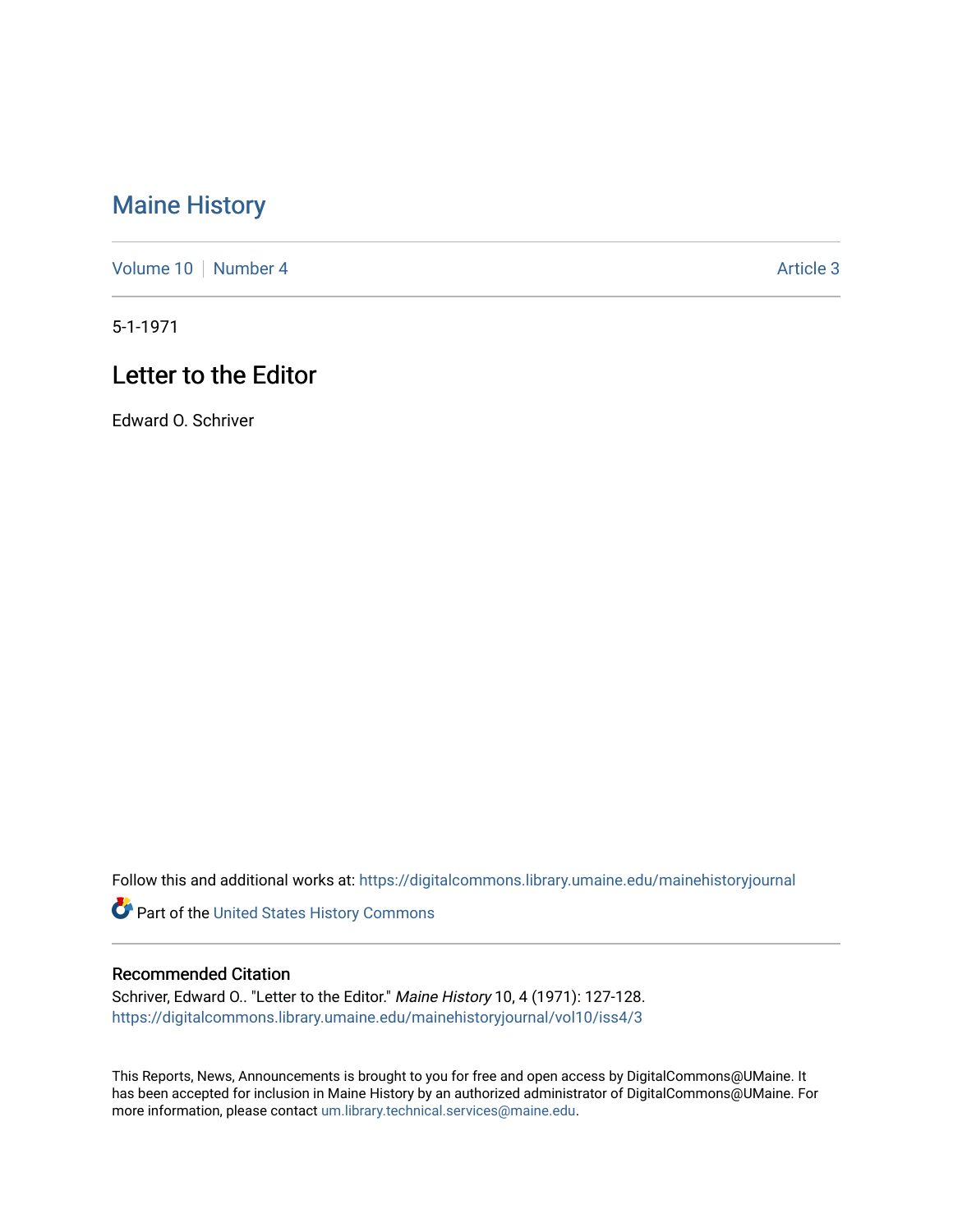# Maine History

Volume 10 | Number 4 | Article 3

5-1-1971

## Letter to the Editor

Edward O. Schriver

Follow this and additional works at: https://digitalcommons.library.umaine.edu/mainehistoryjournal

Part of the United States History Commons

### Recommended Citation

Schriver, Edward O.. "Letter to the Editor." *Maine History* 10, 4 (1971): 127-128.
https://digitalcommons.library.umaine.edu/mainehistoryjournal/vol10/iss4/3

This Reports, News, Announcements is brought to you for free and open access by DigitalCommons@UMaine. It has been accepted for inclusion in Maine History by an authorized administrator of DigitalCommons@UMaine. For more information, please contact um.library.technical.services@maine.edu.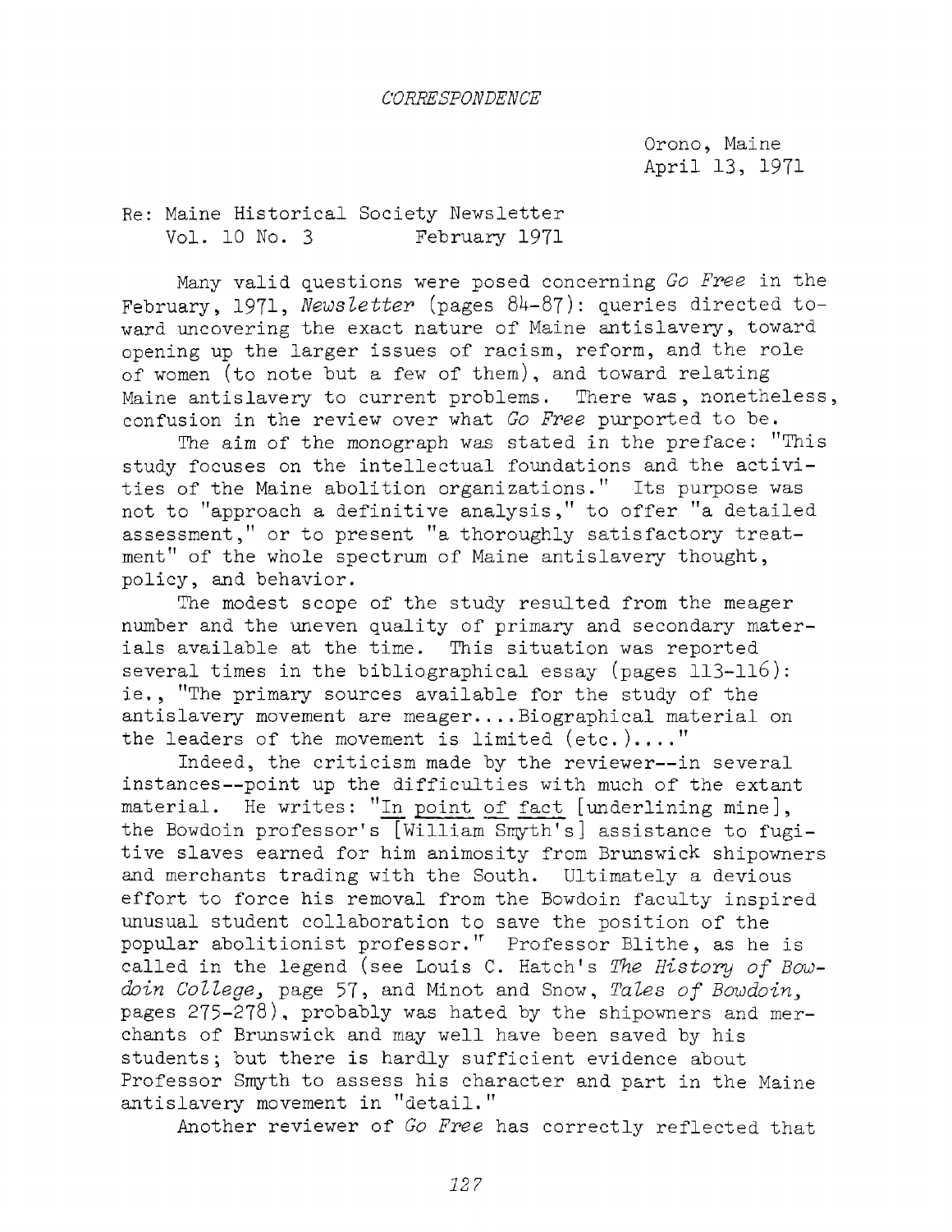*CORRESPONDENCE*

Orono, Maine
April 13, 1971

Re: Maine Historical Society Newsletter
Vol. 10 No. 3 February 1971

Many valid questions were posed concerning *Go Free* in the February, 1971, *Newsletter* (pages 84-87): queries directed toward uncovering the exact nature of Maine antislavery, toward opening up the larger issues of racism, reform, and the role of women (to note but a few of them), and toward relating Maine antislavery to current problems. There was, nonetheless, confusion in the review over what *Go Free* purported to be.

The aim of the monograph was stated in the preface: "This study focuses on the intellectual foundations and the activities of the Maine abolition organizations." Its purpose was not to "approach a definitive analysis," to offer "a detailed assessment," or to present "a thoroughly satisfactory treatment" of the whole spectrum of Maine antislavery thought, policy, and behavior.

The modest scope of the study resulted from the meager number and the uneven quality of primary and secondary materials available at the time. This situation was reported several times in the bibliographical essay (pages 113-116): ie., "The primary sources available for the study of the antislavery movement are meager....Biographical material on the leaders of the movement is limited (etc.)...."

Indeed, the criticism made by the reviewer--in several instances--point up the difficulties with much of the extant material. He writes: "<u>In point of fact</u> [underlining mine], the Bowdoin professor's [William Smyth's] assistance to fugitive slaves earned for him animosity from Brunswick shipowners and merchants trading with the South. Ultimately a devious effort to force his removal from the Bowdoin faculty inspired unusual student collaboration to save the position of the popular abolitionist professor." Professor Blithe, as he is called in the legend (see Louis C. Hatch's *The History of Bowdoin College*, page 57, and Minot and Snow, *Tales of Bowdoin*, pages 275-278), probably was hated by the shipowners and merchants of Brunswick and may well have been saved by his students; but there is hardly sufficient evidence about Professor Smyth to assess his character and part in the Maine antislavery movement in "detail."

Another reviewer of *Go Free* has correctly reflected that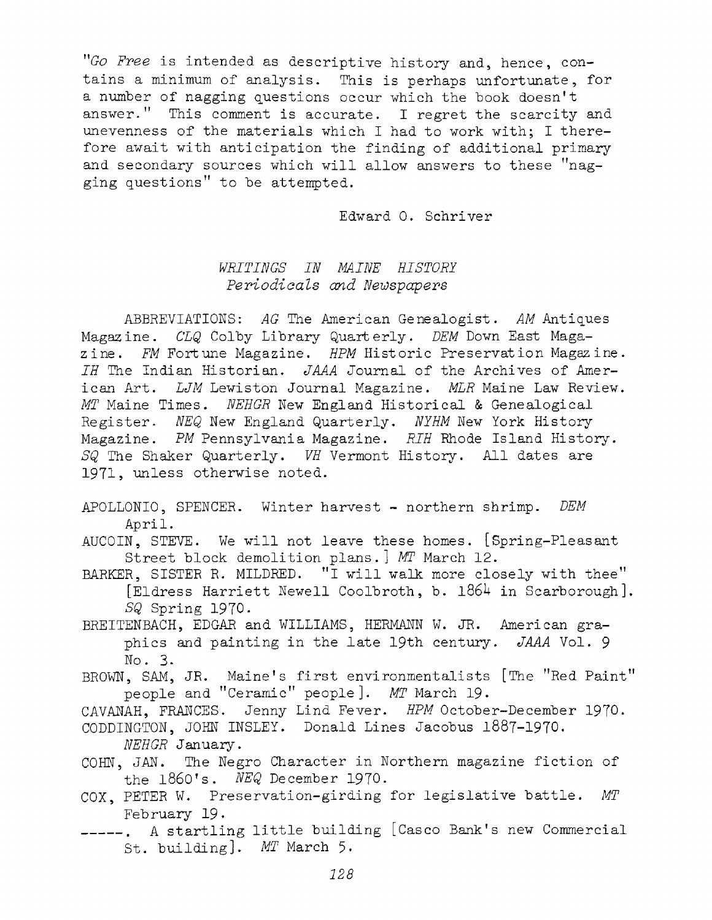"*Go Free* is intended as descriptive history and, hence, contains a minimum of analysis. This is perhaps unfortunate, for a number of nagging questions occur which the book doesn't answer." This comment is accurate. I regret the scarcity and unevenness of the materials which I had to work with; I therefore await with anticipation the finding of additional primary and secondary sources which will allow answers to these "nagging questions" to be attempted.

Edward O. Schriver

## *WRITINGS IN MAINE HISTORY*
### *Periodicals and Newspapers*

ABBREVIATIONS: *AG* The American Genealogist. *AM* Antiques Magazine. *CLQ* Colby Library Quarterly. *DEM* Down East Magazine. *FM* Fortune Magazine. *HPM* Historic Preservation Magazine. *IH* The Indian Historian. *JAAA* Journal of the Archives of American Art. *LJM* Lewiston Journal Magazine. *MLR* Maine Law Review. *MT* Maine Times. *NEHGR* New England Historical & Genealogical Register. *NEQ* New England Quarterly. *NYHM* New York History Magazine. *PM* Pennsylvania Magazine. *RIH* Rhode Island History. *SQ* The Shaker Quarterly. *VH* Vermont History. All dates are 1971, unless otherwise noted.

APOLLONIO, SPENCER. Winter harvest - northern shrimp. *DEM* April.

AUCOIN, STEVE. We will not leave these homes. [Spring-Pleasant Street block demolition plans.] *MT* March 12.

BARKER, SISTER R. MILDRED. "I will walk more closely with thee" [Eldress Harriett Newell Coolbroth, b. 1864 in Scarborough]. *SQ* Spring 1970.

BREITENBACH, EDGAR and WILLIAMS, HERMANN W. JR. American graphics and painting in the late 19th century. *JAAA* Vol. 9 No. 3.

BROWN, SAM, JR. Maine's first environmentalists [The "Red Paint" people and "Ceramic" people]. *MT* March 19.

CAVANAH, FRANCES. Jenny Lind Fever. *HPM* October-December 1970.

CODDINGTON, JOHN INSLEY. Donald Lines Jacobus 1887-1970. *NEHGR* January.

COHN, JAN. The Negro Character in Northern magazine fiction of the 1860's. *NEQ* December 1970.

COX, PETER W. Preservation-girding for legislative battle. *MT* February 19.

-----. A startling little building [Casco Bank's new Commercial St. building]. *MT* March 5.